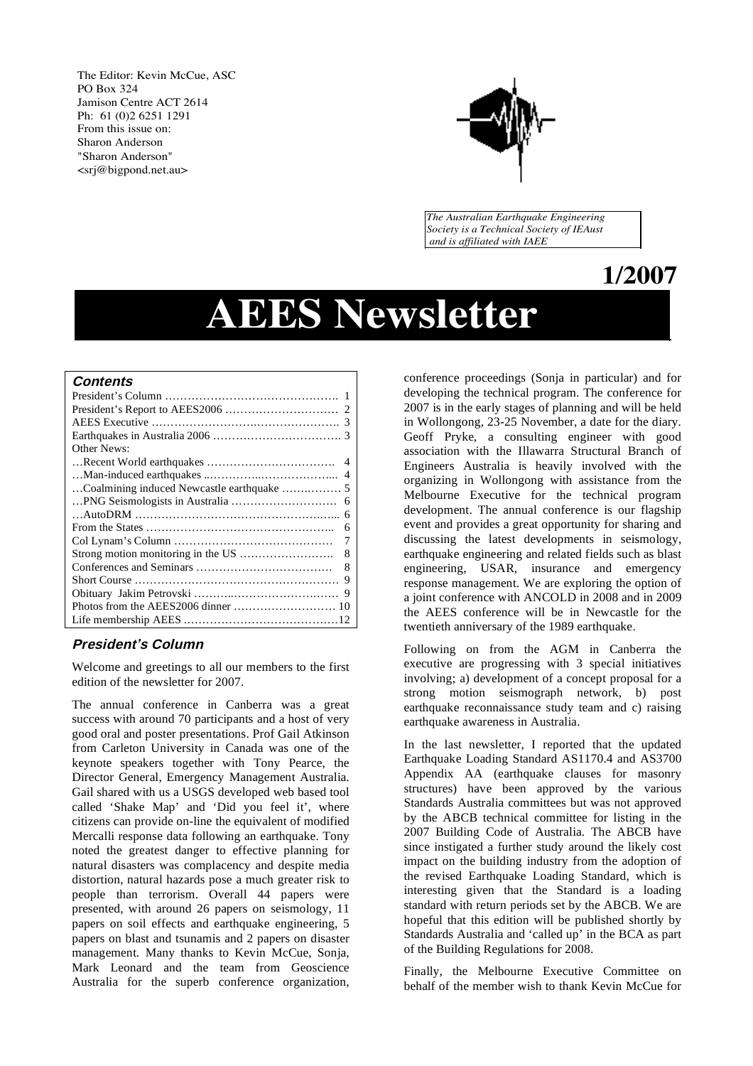The Editor: Kevin McCue, ASC
PO Box 324
Jamison Centre ACT 2614
Ph: 61 (0)2 6251 1291
From this issue on:
Sharon Anderson
"Sharon Anderson"
<srj@bigpond.net.au>

*The Australian Earthquake Engineering Society is a Technical Society of IEAust and is affiliated with IAEE*

**1/2007**

# AEES Newsletter

## Contents

| | |
|---|---|
| President's Column | 1 |
| President's Report to AEES2006 | 2 |
| AEES Executive | 3 |
| Earthquakes in Australia 2006 | 3 |
| Other News: | |
| …Recent World earthquakes | 4 |
| …Man-induced earthquakes | 4 |
| …Coalmining induced Newcastle earthquake | 5 |
| …PNG Seismologists in Australia | 6 |
| …AutoDRM | 6 |
| From the States | 6 |
| Col Lynam's Column | 7 |
| Strong motion monitoring in the US | 8 |
| Conferences and Seminars | 8 |
| Short Course | 9 |
| Obituary Jakim Petrovski | 9 |
| Photos from the AEES2006 dinner | 10 |
| Life membership AEES | 12 |

## President's Column

Welcome and greetings to all our members to the first edition of the newsletter for 2007.

The annual conference in Canberra was a great success with around 70 participants and a host of very good oral and poster presentations. Prof Gail Atkinson from Carleton University in Canada was one of the keynote speakers together with Tony Pearce, the Director General, Emergency Management Australia. Gail shared with us a USGS developed web based tool called 'Shake Map' and 'Did you feel it', where citizens can provide on-line the equivalent of modified Mercalli response data following an earthquake. Tony noted the greatest danger to effective planning for natural disasters was complacency and despite media distortion, natural hazards pose a much greater risk to people than terrorism. Overall 44 papers were presented, with around 26 papers on seismology, 11 papers on soil effects and earthquake engineering, 5 papers on blast and tsunamis and 2 papers on disaster management. Many thanks to Kevin McCue, Sonja, Mark Leonard and the team from Geoscience Australia for the superb conference organization, conference proceedings (Sonja in particular) and for developing the technical program. The conference for 2007 is in the early stages of planning and will be held in Wollongong, 23-25 November, a date for the diary. Geoff Pryke, a consulting engineer with good association with the Illawarra Structural Branch of Engineers Australia is heavily involved with the organizing in Wollongong with assistance from the Melbourne Executive for the technical program development. The annual conference is our flagship event and provides a great opportunity for sharing and discussing the latest developments in seismology, earthquake engineering and related fields such as blast engineering, USAR, insurance and emergency response management. We are exploring the option of a joint conference with ANCOLD in 2008 and in 2009 the AEES conference will be in Newcastle for the twentieth anniversary of the 1989 earthquake.

Following on from the AGM in Canberra the executive are progressing with 3 special initiatives involving; a) development of a concept proposal for a strong motion seismograph network, b) post earthquake reconnaissance study team and c) raising earthquake awareness in Australia.

In the last newsletter, I reported that the updated Earthquake Loading Standard AS1170.4 and AS3700 Appendix AA (earthquake clauses for masonry structures) have been approved by the various Standards Australia committees but was not approved by the ABCB technical committee for listing in the 2007 Building Code of Australia. The ABCB have since instigated a further study around the likely cost impact on the building industry from the adoption of the revised Earthquake Loading Standard, which is interesting given that the Standard is a loading standard with return periods set by the ABCB. We are hopeful that this edition will be published shortly by Standards Australia and 'called up' in the BCA as part of the Building Regulations for 2008.

Finally, the Melbourne Executive Committee on behalf of the member wish to thank Kevin McCue for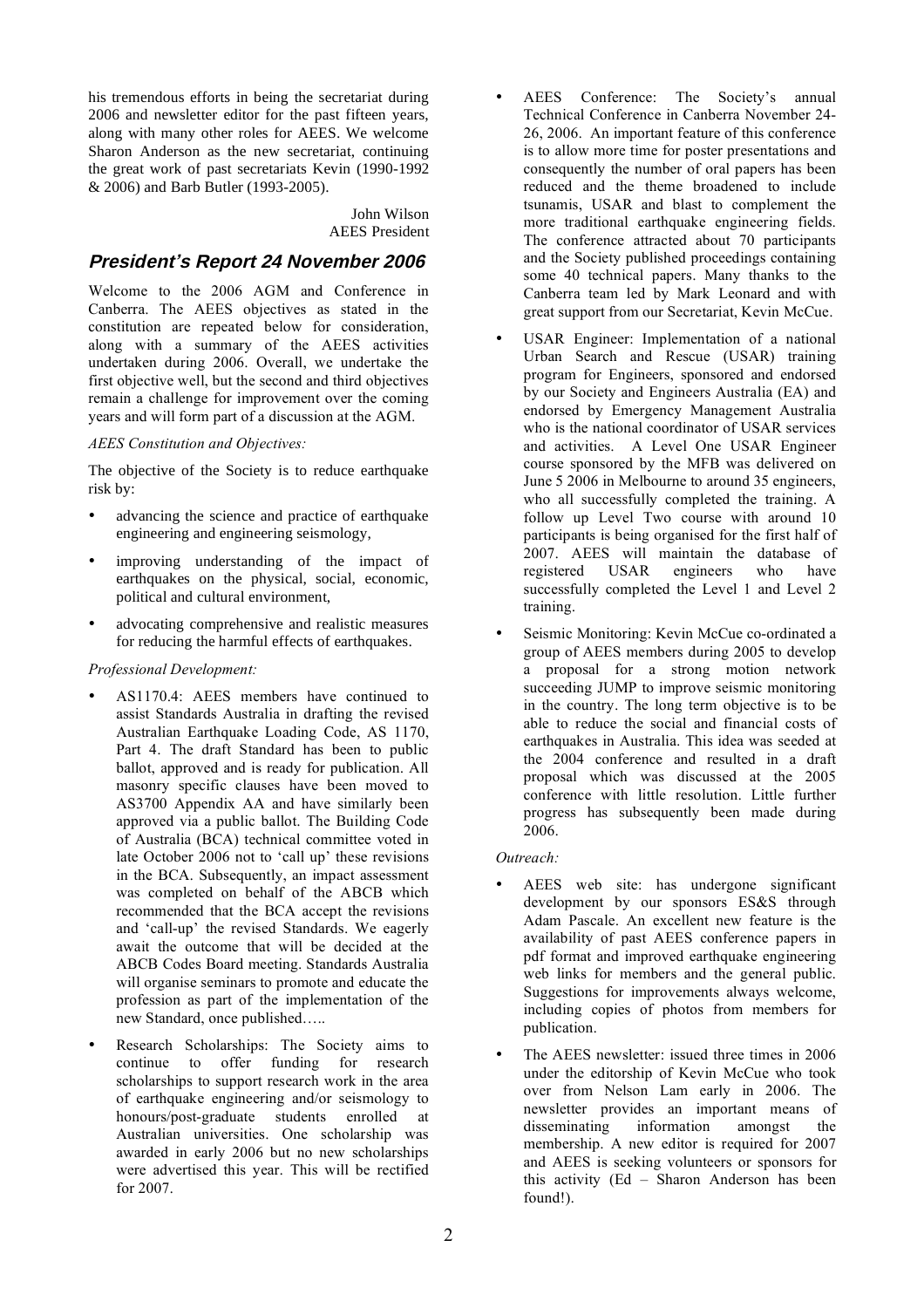his tremendous efforts in being the secretariat during 2006 and newsletter editor for the past fifteen years, along with many other roles for AEES. We welcome Sharon Anderson as the new secretariat, continuing the great work of past secretariats Kevin (1990-1992 & 2006) and Barb Butler (1993-2005).

John Wilson
AEES President

## President's Report 24 November 2006

Welcome to the 2006 AGM and Conference in Canberra. The AEES objectives as stated in the constitution are repeated below for consideration, along with a summary of the AEES activities undertaken during 2006. Overall, we undertake the first objective well, but the second and third objectives remain a challenge for improvement over the coming years and will form part of a discussion at the AGM.

*AEES Constitution and Objectives:*

The objective of the Society is to reduce earthquake risk by:

- advancing the science and practice of earthquake engineering and engineering seismology,
- improving understanding of the impact of earthquakes on the physical, social, economic, political and cultural environment,
- advocating comprehensive and realistic measures for reducing the harmful effects of earthquakes.

*Professional Development:*

- AS1170.4: AEES members have continued to assist Standards Australia in drafting the revised Australian Earthquake Loading Code, AS 1170, Part 4. The draft Standard has been to public ballot, approved and is ready for publication. All masonry specific clauses have been moved to AS3700 Appendix AA and have similarly been approved via a public ballot. The Building Code of Australia (BCA) technical committee voted in late October 2006 not to 'call up' these revisions in the BCA. Subsequently, an impact assessment was completed on behalf of the ABCB which recommended that the BCA accept the revisions and 'call-up' the revised Standards. We eagerly await the outcome that will be decided at the ABCB Codes Board meeting. Standards Australia will organise seminars to promote and educate the profession as part of the implementation of the new Standard, once published…..
- Research Scholarships: The Society aims to continue to offer funding for research scholarships to support research work in the area of earthquake engineering and/or seismology to honours/post-graduate students enrolled at Australian universities. One scholarship was awarded in early 2006 but no new scholarships were advertised this year. This will be rectified for 2007.
- AEES Conference: The Society's annual Technical Conference in Canberra November 24-26, 2006. An important feature of this conference is to allow more time for poster presentations and consequently the number of oral papers has been reduced and the theme broadened to include tsunamis, USAR and blast to complement the more traditional earthquake engineering fields. The conference attracted about 70 participants and the Society published proceedings containing some 40 technical papers. Many thanks to the Canberra team led by Mark Leonard and with great support from our Secretariat, Kevin McCue.
- USAR Engineer: Implementation of a national Urban Search and Rescue (USAR) training program for Engineers, sponsored and endorsed by our Society and Engineers Australia (EA) and endorsed by Emergency Management Australia who is the national coordinator of USAR services and activities. A Level One USAR Engineer course sponsored by the MFB was delivered on June 5 2006 in Melbourne to around 35 engineers, who all successfully completed the training. A follow up Level Two course with around 10 participants is being organised for the first half of 2007. AEES will maintain the database of registered USAR engineers who have successfully completed the Level 1 and Level 2 training.
- Seismic Monitoring: Kevin McCue co-ordinated a group of AEES members during 2005 to develop a proposal for a strong motion network succeeding JUMP to improve seismic monitoring in the country. The long term objective is to be able to reduce the social and financial costs of earthquakes in Australia. This idea was seeded at the 2004 conference and resulted in a draft proposal which was discussed at the 2005 conference with little resolution. Little further progress has subsequently been made during 2006.

*Outreach:*

- AEES web site: has undergone significant development by our sponsors ES&S through Adam Pascale. An excellent new feature is the availability of past AEES conference papers in pdf format and improved earthquake engineering web links for members and the general public. Suggestions for improvements always welcome, including copies of photos from members for publication.
- The AEES newsletter: issued three times in 2006 under the editorship of Kevin McCue who took over from Nelson Lam early in 2006. The newsletter provides an important means of disseminating information amongst the membership. A new editor is required for 2007 and AEES is seeking volunteers or sponsors for this activity (Ed – Sharon Anderson has been found!).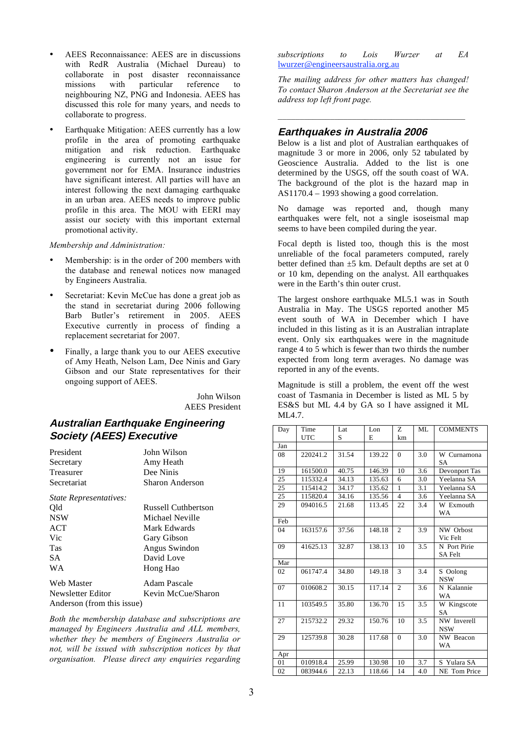- AEES Reconnaissance: AEES are in discussions with RedR Australia (Michael Dureau) to collaborate in post disaster reconnaissance missions with particular reference to neighbouring NZ, PNG and Indonesia. AEES has discussed this role for many years, and needs to collaborate to progress.

- Earthquake Mitigation: AEES currently has a low profile in the area of promoting earthquake mitigation and risk reduction. Earthquake engineering is currently not an issue for government nor for EMA. Insurance industries have significant interest. All parties will have an interest following the next damaging earthquake in an urban area. AEES needs to improve public profile in this area. The MOU with EERI may assist our society with this important external promotional activity.

*Membership and Administration:*

- Membership: is in the order of 200 members with the database and renewal notices now managed by Engineers Australia.

- Secretariat: Kevin McCue has done a great job as the stand in secretariat during 2006 following Barb Butler's retirement in 2005. AEES Executive currently in process of finding a replacement secretariat for 2007.

- Finally, a large thank you to our AEES executive of Amy Heath, Nelson Lam, Dee Ninis and Gary Gibson and our State representatives for their ongoing support of AEES.

John Wilson
AEES President

## Australian Earthquake Engineering Society (AEES) Executive

| | |
|---|---|
| President | John Wilson |
| Secretary | Amy Heath |
| Treasurer | Dee Ninis |
| Secretariat | Sharon Anderson |
| *State Representatives:* | |
| Qld | Russell Cuthbertson |
| NSW | Michael Neville |
| ACT | Mark Edwards |
| Vic | Gary Gibson |
| Tas | Angus Swindon |
| SA | David Love |
| WA | Hong Hao |
| Web Master | Adam Pascale |
| Newsletter Editor | Kevin McCue/Sharon Anderson (from this issue) |

*Both the membership database and subscriptions are managed by Engineers Australia and ALL members, whether they be members of Engineers Australia or not, will be issued with subscription notices by that organisation. Please direct any enquiries regarding subscriptions to Lois Wurzer at EA* lwurzer@engineersaustralia.org.au

*The mailing address for other matters has changed! To contact Sharon Anderson at the Secretariat see the address top left front page.*

---

## Earthquakes in Australia 2006

Below is a list and plot of Australian earthquakes of magnitude 3 or more in 2006, only 52 tabulated by Geoscience Australia. Added to the list is one determined by the USGS, off the south coast of WA. The background of the plot is the hazard map in AS1170.4 – 1993 showing a good correlation.

No damage was reported and, though many earthquakes were felt, not a single isoseismal map seems to have been compiled during the year.

Focal depth is listed too, though this is the most unreliable of the focal parameters computed, rarely better defined than ±5 km. Default depths are set at 0 or 10 km, depending on the analyst. All earthquakes were in the Earth's thin outer crust.

The largest onshore earthquake ML5.1 was in South Australia in May. The USGS reported another M5 event south of WA in December which I have included in this listing as it is an Australian intraplate event. Only six earthquakes were in the magnitude range 4 to 5 which is fewer than two thirds the number expected from long term averages. No damage was reported in any of the events.

Magnitude is still a problem, the event off the west coast of Tasmania in December is listed as ML 5 by ES&S but ML 4.4 by GA so I have assigned it ML ML4.7.

| Day | Time UTC | Lat S | Lon E | Z km | ML | COMMENTS |
|---|---|---|---|---|---|---|
| Jan | | | | | | |
| 08 | 220241.2 | 31.54 | 139.22 | 0 | 3.0 | W Curnamona SA |
| 19 | 161500.0 | 40.75 | 146.39 | 10 | 3.6 | Devonport Tas |
| 25 | 115332.4 | 34.13 | 135.63 | 6 | 3.0 | Yeelanna SA |
| 25 | 115414.2 | 34.17 | 135.62 | 1 | 3.1 | Yeelanna SA |
| 25 | 115820.4 | 34.16 | 135.56 | 4 | 3.6 | Yeelanna SA |
| 29 | 094016.5 | 21.68 | 113.45 | 22 | 3.4 | W Exmouth WA |
| Feb | | | | | | |
| 04 | 163157.6 | 37.56 | 148.18 | 2 | 3.9 | NW Orbost Vic Felt |
| 09 | 41625.13 | 32.87 | 138.13 | 10 | 3.5 | N Port Pirie SA Felt |
| Mar | | | | | | |
| 02 | 061747.4 | 34.80 | 149.18 | 3 | 3.4 | S Oolong NSW |
| 07 | 010608.2 | 30.15 | 117.14 | 2 | 3.6 | N Kalannie WA |
| 11 | 103549.5 | 35.80 | 136.70 | 15 | 3.5 | W Kingscote SA |
| 27 | 215732.2 | 29.32 | 150.76 | 10 | 3.5 | NW Inverell NSW |
| 29 | 125739.8 | 30.28 | 117.68 | 0 | 3.0 | NW Beacon WA |
| Apr | | | | | | |
| 01 | 010918.4 | 25.99 | 130.98 | 10 | 3.7 | S Yulara SA |
| 02 | 083944.6 | 22.13 | 118.66 | 14 | 4.0 | NE Tom Price |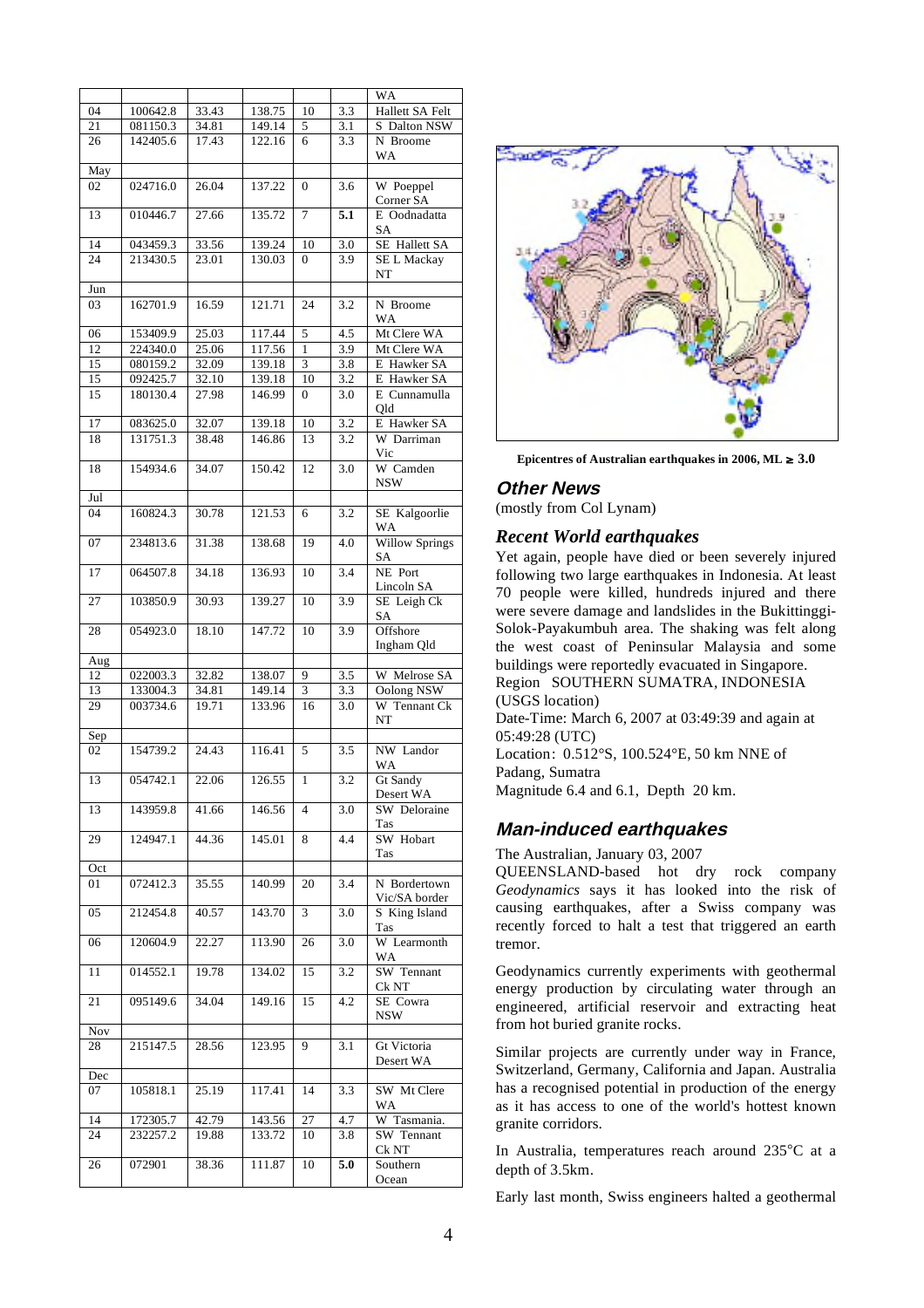|  |  |  |  |  |  | WA |
|---|---|---|---|---|---|---|
| 04 | 100642.8 | 33.43 | 138.75 | 10 | 3.3 | Hallett SA Felt |
| 21 | 081150.3 | 34.81 | 149.14 | 5 | 3.1 | S Dalton NSW |
| 26 | 142405.6 | 17.43 | 122.16 | 6 | 3.3 | N Broome WA |
| May |  |  |  |  |  |  |
| 02 | 024716.0 | 26.04 | 137.22 | 0 | 3.6 | W Poeppel Corner SA |
| 13 | 010446.7 | 27.66 | 135.72 | 7 | **5.1** | E Oodnadatta SA |
| 14 | 043459.3 | 33.56 | 139.24 | 10 | 3.0 | SE Hallett SA |
| 24 | 213430.5 | 23.01 | 130.03 | 0 | 3.9 | SE L Mackay NT |
| Jun |  |  |  |  |  |  |
| 03 | 162701.9 | 16.59 | 121.71 | 24 | 3.2 | N Broome WA |
| 06 | 153409.9 | 25.03 | 117.44 | 5 | 4.5 | Mt Clere WA |
| 12 | 224340.0 | 25.06 | 117.56 | 1 | 3.9 | Mt Clere WA |
| 15 | 080159.2 | 32.09 | 139.18 | 3 | 3.8 | E Hawker SA |
| 15 | 092425.7 | 32.10 | 139.18 | 10 | 3.2 | E Hawker SA |
| 15 | 180130.4 | 27.98 | 146.99 | 0 | 3.0 | E Cunnamulla Qld |
| 17 | 083625.0 | 32.07 | 139.18 | 10 | 3.2 | E Hawker SA |
| 18 | 131751.3 | 38.48 | 146.86 | 13 | 3.2 | W Darriman Vic |
| 18 | 154934.6 | 34.07 | 150.42 | 12 | 3.0 | W Camden NSW |
| Jul |  |  |  |  |  |  |
| 04 | 160824.3 | 30.78 | 121.53 | 6 | 3.2 | SE Kalgoorlie WA |
| 07 | 234813.6 | 31.38 | 138.68 | 19 | 4.0 | Willow Springs SA |
| 17 | 064507.8 | 34.18 | 136.93 | 10 | 3.4 | NE Port Lincoln SA |
| 27 | 103850.9 | 30.93 | 139.27 | 10 | 3.9 | SE Leigh Ck SA |
| 28 | 054923.0 | 18.10 | 147.72 | 10 | 3.9 | Offshore Ingham Qld |
| Aug |  |  |  |  |  |  |
| 12 | 022003.3 | 32.82 | 138.07 | 9 | 3.5 | W Melrose SA |
| 13 | 133004.3 | 34.81 | 149.14 | 3 | 3.3 | Oolong NSW |
| 29 | 003734.6 | 19.71 | 133.96 | 16 | 3.0 | W Tennant Ck NT |
| Sep |  |  |  |  |  |  |
| 02 | 154739.2 | 24.43 | 116.41 | 5 | 3.5 | NW Landor WA |
| 13 | 054742.1 | 22.06 | 126.55 | 1 | 3.2 | Gt Sandy Desert WA |
| 13 | 143959.8 | 41.66 | 146.56 | 4 | 3.0 | SW Deloraine Tas |
| 29 | 124947.1 | 44.36 | 145.01 | 8 | 4.4 | SW Hobart Tas |
| Oct |  |  |  |  |  |  |
| 01 | 072412.3 | 35.55 | 140.99 | 20 | 3.4 | N Bordertown Vic/SA border |
| 05 | 212454.8 | 40.57 | 143.70 | 3 | 3.0 | S King Island Tas |
| 06 | 120604.9 | 22.27 | 113.90 | 26 | 3.0 | W Learmonth WA |
| 11 | 014552.1 | 19.78 | 134.02 | 15 | 3.2 | SW Tennant Ck NT |
| 21 | 095149.6 | 34.04 | 149.16 | 15 | 4.2 | SE Cowra NSW |
| Nov |  |  |  |  |  |  |
| 28 | 215147.5 | 28.56 | 123.95 | 9 | 3.1 | Gt Victoria Desert WA |
| Dec |  |  |  |  |  |  |
| 07 | 105818.1 | 25.19 | 117.41 | 14 | 3.3 | SW Mt Clere WA |
| 14 | 172305.7 | 42.79 | 143.56 | 27 | 4.7 | W Tasmania. |
| 24 | 232257.2 | 19.88 | 133.72 | 10 | 3.8 | SW Tennant Ck NT |
| 26 | 072901 | 38.36 | 111.87 | 10 | **5.0** | Southern Ocean |

**Epicentres of Australian earthquakes in 2006, ML ≥ 3.0**

## Other News

(mostly from Col Lynam)

### Recent World earthquakes

Yet again, people have died or been severely injured following two large earthquakes in Indonesia. At least 70 people were killed, hundreds injured and there were severe damage and landslides in the Bukittinggi-Solok-Payakumbuh area. The shaking was felt along the west coast of Peninsular Malaysia and some buildings were reportedly evacuated in Singapore.

Region SOUTHERN SUMATRA, INDONESIA (USGS location)

Date-Time: March 6, 2007 at 03:49:39 and again at 05:49:28 (UTC)

Location: 0.512°S, 100.524°E, 50 km NNE of Padang, Sumatra

Magnitude 6.4 and 6.1, Depth 20 km.

## Man-induced earthquakes

The Australian, January 03, 2007

QUEENSLAND-based hot dry rock company *Geodynamics* says it has looked into the risk of causing earthquakes, after a Swiss company was recently forced to halt a test that triggered an earth tremor.

Geodynamics currently experiments with geothermal energy production by circulating water through an engineered, artificial reservoir and extracting heat from hot buried granite rocks.

Similar projects are currently under way in France, Switzerland, Germany, California and Japan. Australia has a recognised potential in production of the energy as it has access to one of the world's hottest known granite corridors.

In Australia, temperatures reach around 235°C at a depth of 3.5km.

Early last month, Swiss engineers halted a geothermal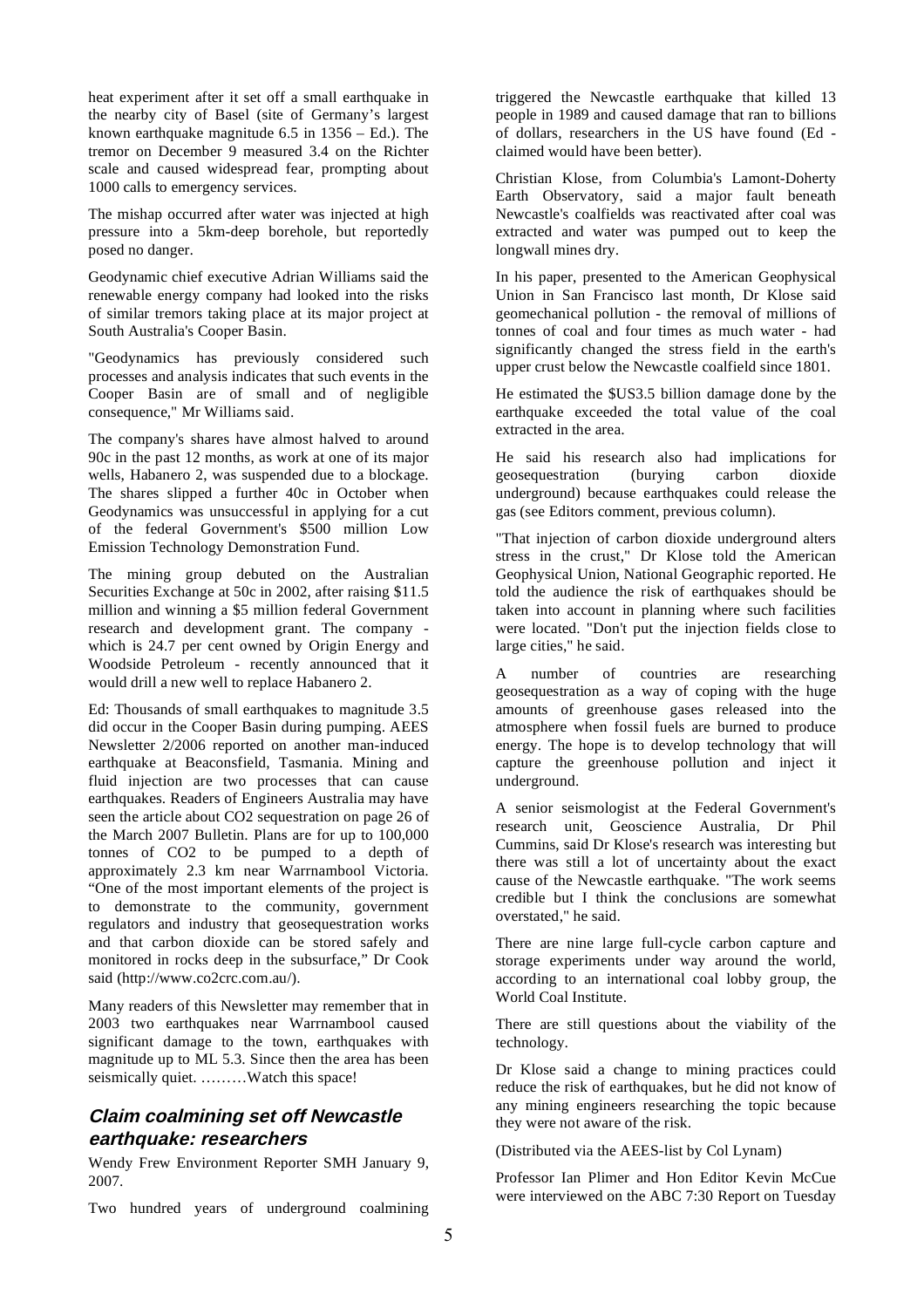heat experiment after it set off a small earthquake in the nearby city of Basel (site of Germany's largest known earthquake magnitude 6.5 in 1356 – Ed.). The tremor on December 9 measured 3.4 on the Richter scale and caused widespread fear, prompting about 1000 calls to emergency services.

The mishap occurred after water was injected at high pressure into a 5km-deep borehole, but reportedly posed no danger.

Geodynamic chief executive Adrian Williams said the renewable energy company had looked into the risks of similar tremors taking place at its major project at South Australia's Cooper Basin.

"Geodynamics has previously considered such processes and analysis indicates that such events in the Cooper Basin are of small and of negligible consequence," Mr Williams said.

The company's shares have almost halved to around 90c in the past 12 months, as work at one of its major wells, Habanero 2, was suspended due to a blockage. The shares slipped a further 40c in October when Geodynamics was unsuccessful in applying for a cut of the federal Government's $500 million Low Emission Technology Demonstration Fund.

The mining group debuted on the Australian Securities Exchange at 50c in 2002, after raising $11.5 million and winning a $5 million federal Government research and development grant. The company - which is 24.7 per cent owned by Origin Energy and Woodside Petroleum - recently announced that it would drill a new well to replace Habanero 2.

Ed: Thousands of small earthquakes to magnitude 3.5 did occur in the Cooper Basin during pumping. AEES Newsletter 2/2006 reported on another man-induced earthquake at Beaconsfield, Tasmania. Mining and fluid injection are two processes that can cause earthquakes. Readers of Engineers Australia may have seen the article about $CO_2$ sequestration on page 26 of the March 2007 Bulletin. Plans are for up to 100,000 tonnes of $CO_2$ to be pumped to a depth of approximately 2.3 km near Warrnambool Victoria. "One of the most important elements of the project is to demonstrate to the community, government regulators and industry that geosequestration works and that carbon dioxide can be stored safely and monitored in rocks deep in the subsurface," Dr Cook said (http://www.co2crc.com.au/).

Many readers of this Newsletter may remember that in 2003 two earthquakes near Warrnambool caused significant damage to the town, earthquakes with magnitude up to ML 5.3. Since then the area has been seismically quiet. ………Watch this space!

## Claim coalmining set off Newcastle earthquake: researchers

Wendy Frew Environment Reporter SMH January 9, 2007.

Two hundred years of underground coalmining triggered the Newcastle earthquake that killed 13 people in 1989 and caused damage that ran to billions of dollars, researchers in the US have found (Ed - claimed would have been better).

Christian Klose, from Columbia's Lamont-Doherty Earth Observatory, said a major fault beneath Newcastle's coalfields was reactivated after coal was extracted and water was pumped out to keep the longwall mines dry.

In his paper, presented to the American Geophysical Union in San Francisco last month, Dr Klose said geomechanical pollution - the removal of millions of tonnes of coal and four times as much water - had significantly changed the stress field in the earth's upper crust below the Newcastle coalfield since 1801.

He estimated the $US3.5 billion damage done by the earthquake exceeded the total value of the coal extracted in the area.

He said his research also had implications for geosequestration (burying carbon dioxide underground) because earthquakes could release the gas (see Editors comment, previous column).

"That injection of carbon dioxide underground alters stress in the crust," Dr Klose told the American Geophysical Union, National Geographic reported. He told the audience the risk of earthquakes should be taken into account in planning where such facilities were located. "Don't put the injection fields close to large cities," he said.

A number of countries are researching geosequestration as a way of coping with the huge amounts of greenhouse gases released into the atmosphere when fossil fuels are burned to produce energy. The hope is to develop technology that will capture the greenhouse pollution and inject it underground.

A senior seismologist at the Federal Government's research unit, Geoscience Australia, Dr Phil Cummins, said Dr Klose's research was interesting but there was still a lot of uncertainty about the exact cause of the Newcastle earthquake. "The work seems credible but I think the conclusions are somewhat overstated," he said.

There are nine large full-cycle carbon capture and storage experiments under way around the world, according to an international coal lobby group, the World Coal Institute.

There are still questions about the viability of the technology.

Dr Klose said a change to mining practices could reduce the risk of earthquakes, but he did not know of any mining engineers researching the topic because they were not aware of the risk.

(Distributed via the AEES-list by Col Lynam)

Professor Ian Plimer and Hon Editor Kevin McCue were interviewed on the ABC 7:30 Report on Tuesday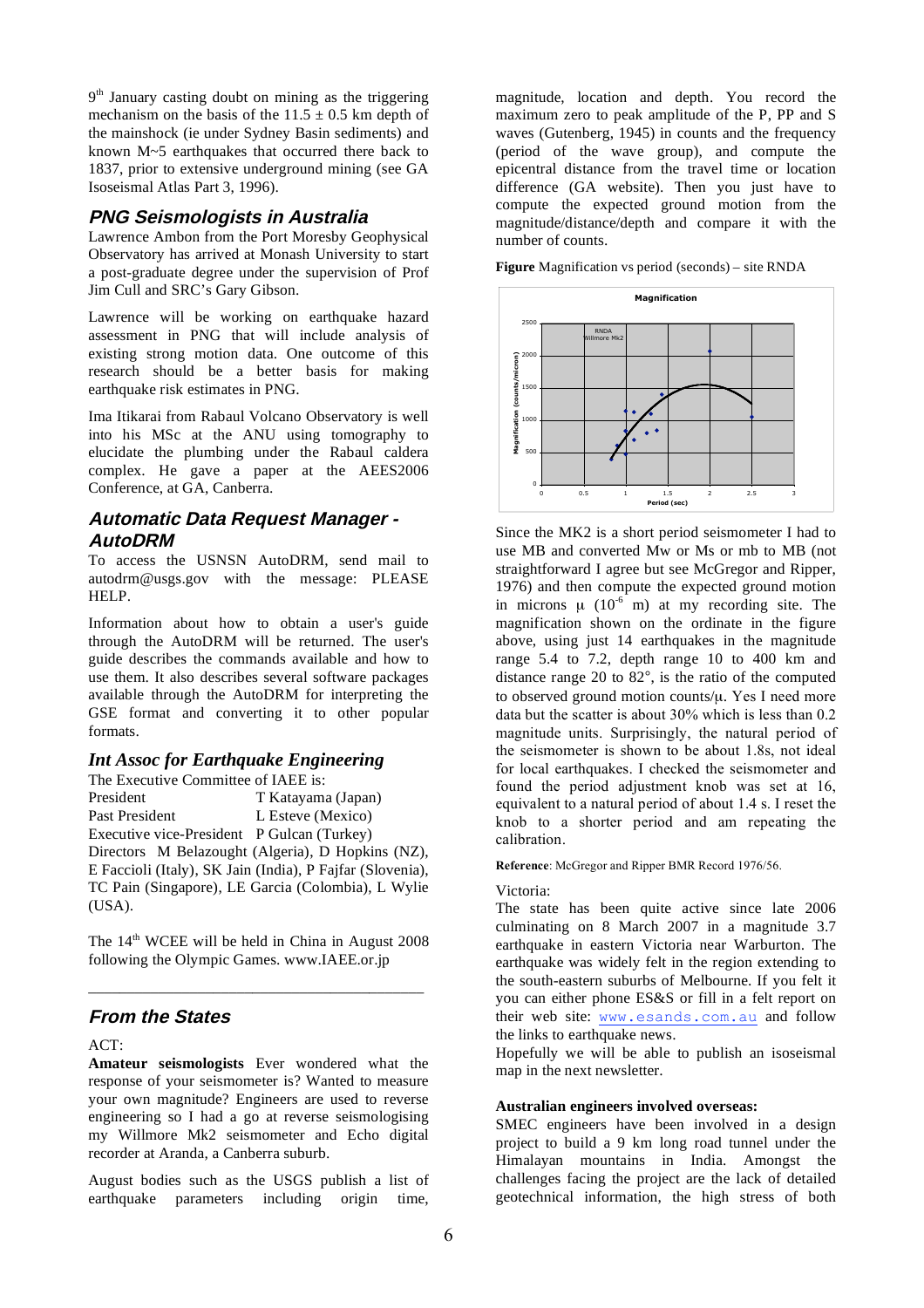9th January casting doubt on mining as the triggering mechanism on the basis of the $11.5 \pm 0.5$ km depth of the mainshock (ie under Sydney Basin sediments) and known M~5 earthquakes that occurred there back to 1837, prior to extensive underground mining (see GA Isoseismal Atlas Part 3, 1996).

## PNG Seismologists in Australia

Lawrence Ambon from the Port Moresby Geophysical Observatory has arrived at Monash University to start a post-graduate degree under the supervision of Prof Jim Cull and SRC's Gary Gibson.

Lawrence will be working on earthquake hazard assessment in PNG that will include analysis of existing strong motion data. One outcome of this research should be a better basis for making earthquake risk estimates in PNG.

Ima Itikarai from Rabaul Volcano Observatory is well into his MSc at the ANU using tomography to elucidate the plumbing under the Rabaul caldera complex. He gave a paper at the AEES2006 Conference, at GA, Canberra.

## Automatic Data Request Manager - AutoDRM

To access the USNSN AutoDRM, send mail to autodrm@usgs.gov with the message: PLEASE HELP.

Information about how to obtain a user's guide through the AutoDRM will be returned. The user's guide describes the commands available and how to use them. It also describes several software packages available through the AutoDRM for interpreting the GSE format and converting it to other popular formats.

## *Int Assoc for Earthquake Engineering*

The Executive Committee of IAEE is:

President T Katayama (Japan)
Past President L Esteve (Mexico)
Executive vice-President P Gulcan (Turkey)
Directors M Belazought (Algeria), D Hopkins (NZ), E Faccioli (Italy), SK Jain (India), P Fajfar (Slovenia), TC Pain (Singapore), LE Garcia (Colombia), L Wylie (USA).

The 14th WCEE will be held in China in August 2008 following the Olympic Games. www.IAEE.or.jp

---

## From the States

ACT:

**Amateur seismologists** Ever wondered what the response of your seismometer is? Wanted to measure your own magnitude? Engineers are used to reverse engineering so I had a go at reverse seismologising my Willmore Mk2 seismometer and Echo digital recorder at Aranda, a Canberra suburb.

August bodies such as the USGS publish a list of earthquake parameters including origin time, magnitude, location and depth. You record the maximum zero to peak amplitude of the P, PP and S waves (Gutenberg, 1945) in counts and the frequency (period of the wave group), and compute the epicentral distance from the travel time or location difference (GA website). Then you just have to compute the expected ground motion from the magnitude/distance/depth and compare it with the number of counts.

**Figure** Magnification vs period (seconds) – site RNDA

Since the MK2 is a short period seismometer I had to use MB and converted Mw or Ms or mb to MB (not straightforward I agree but see McGregor and Ripper, 1976) and then compute the expected ground motion in microns $\mu$ ($10^{-6}$ m) at my recording site. The magnification shown on the ordinate in the figure above, using just 14 earthquakes in the magnitude range 5.4 to 7.2, depth range 10 to 400 km and distance range 20 to 82°, is the ratio of the computed to observed ground motion counts/$\mu$. Yes I need more data but the scatter is about 30% which is less than 0.2 magnitude units. Surprisingly, the natural period of the seismometer is shown to be about 1.8s, not ideal for local earthquakes. I checked the seismometer and found the period adjustment knob was set at 16, equivalent to a natural period of about 1.4 s. I reset the knob to a shorter period and am repeating the calibration.

**Reference**: McGregor and Ripper BMR Record 1976/56.

Victoria:

The state has been quite active since late 2006 culminating on 8 March 2007 in a magnitude 3.7 earthquake in eastern Victoria near Warburton. The earthquake was widely felt in the region extending to the south-eastern suburbs of Melbourne. If you felt it you can either phone ES&S or fill in a felt report on their web site: www.esands.com.au and follow the links to earthquake news.

Hopefully we will be able to publish an isoseismal map in the next newsletter.

**Australian engineers involved overseas:**

SMEC engineers have been involved in a design project to build a 9 km long road tunnel under the Himalayan mountains in India. Amongst the challenges facing the project are the lack of detailed geotechnical information, the high stress of both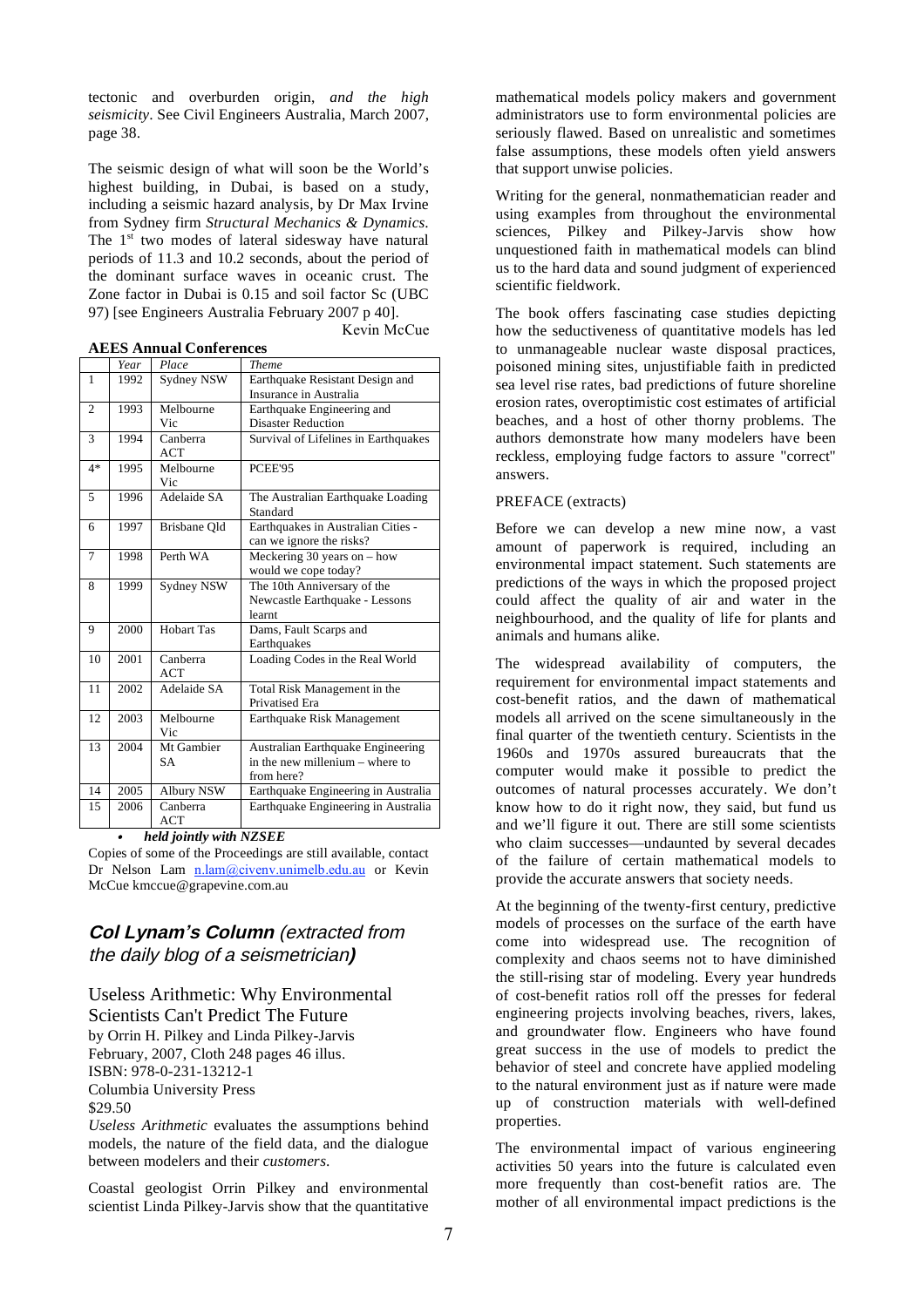tectonic and overburden origin, *and the high seismicity*. See Civil Engineers Australia, March 2007, page 38.

The seismic design of what will soon be the World's highest building, in Dubai, is based on a study, including a seismic hazard analysis, by Dr Max Irvine from Sydney firm *Structural Mechanics & Dynamics*. The 1st two modes of lateral sidesway have natural periods of 11.3 and 10.2 seconds, about the period of the dominant surface waves in oceanic crust. The Zone factor in Dubai is 0.15 and soil factor Sc (UBC 97) [see Engineers Australia February 2007 p 40].

Kevin McCue

**AEES Annual Conferences**

| | *Year* | *Place* | *Theme* |
|---|---|---|---|
| 1 | 1992 | Sydney NSW | Earthquake Resistant Design and Insurance in Australia |
| 2 | 1993 | Melbourne Vic | Earthquake Engineering and Disaster Reduction |
| 3 | 1994 | Canberra ACT | Survival of Lifelines in Earthquakes |
| 4* | 1995 | Melbourne Vic | PCEE'95 |
| 5 | 1996 | Adelaide SA | The Australian Earthquake Loading Standard |
| 6 | 1997 | Brisbane Qld | Earthquakes in Australian Cities - can we ignore the risks? |
| 7 | 1998 | Perth WA | Meckering 30 years on – how would we cope today? |
| 8 | 1999 | Sydney NSW | The 10th Anniversary of the Newcastle Earthquake - Lessons learnt |
| 9 | 2000 | Hobart Tas | Dams, Fault Scarps and Earthquakes |
| 10 | 2001 | Canberra ACT | Loading Codes in the Real World |
| 11 | 2002 | Adelaide SA | Total Risk Management in the Privatised Era |
| 12 | 2003 | Melbourne Vic | Earthquake Risk Management |
| 13 | 2004 | Mt Gambier SA | Australian Earthquake Engineering in the new millenium – where to from here? |
| 14 | 2005 | Albury NSW | Earthquake Engineering in Australia |
| 15 | 2006 | Canberra ACT | Earthquake Engineering in Australia |

- ***held jointly with NZSEE***

Copies of some of the Proceedings are still available, contact Dr Nelson Lam n.lam@civenv.unimelb.edu.au or Kevin McCue kmccue@grapevine.com.au

## **Col Lynam's Column** *(extracted from the daily blog of a seismetrician)*

Useless Arithmetic: Why Environmental Scientists Can't Predict The Future
by Orrin H. Pilkey and Linda Pilkey-Jarvis
February, 2007, Cloth 248 pages 46 illus.
ISBN: 978-0-231-13212-1
Columbia University Press
$29.50

*Useless Arithmetic* evaluates the assumptions behind models, the nature of the field data, and the dialogue between modelers and their *customers*.

Coastal geologist Orrin Pilkey and environmental scientist Linda Pilkey-Jarvis show that the quantitative mathematical models policy makers and government administrators use to form environmental policies are seriously flawed. Based on unrealistic and sometimes false assumptions, these models often yield answers that support unwise policies.

Writing for the general, nonmathematician reader and using examples from throughout the environmental sciences, Pilkey and Pilkey-Jarvis show how unquestioned faith in mathematical models can blind us to the hard data and sound judgment of experienced scientific fieldwork.

The book offers fascinating case studies depicting how the seductiveness of quantitative models has led to unmanageable nuclear waste disposal practices, poisoned mining sites, unjustifiable faith in predicted sea level rise rates, bad predictions of future shoreline erosion rates, overoptimistic cost estimates of artificial beaches, and a host of other thorny problems. The authors demonstrate how many modelers have been reckless, employing fudge factors to assure "correct" answers.

PREFACE (extracts)

Before we can develop a new mine now, a vast amount of paperwork is required, including an environmental impact statement. Such statements are predictions of the ways in which the proposed project could affect the quality of air and water in the neighbourhood, and the quality of life for plants and animals and humans alike.

The widespread availability of computers, the requirement for environmental impact statements and cost-benefit ratios, and the dawn of mathematical models all arrived on the scene simultaneously in the final quarter of the twentieth century. Scientists in the 1960s and 1970s assured bureaucrats that the computer would make it possible to predict the outcomes of natural processes accurately. We don't know how to do it right now, they said, but fund us and we'll figure it out. There are still some scientists who claim successes—undaunted by several decades of the failure of certain mathematical models to provide the accurate answers that society needs.

At the beginning of the twenty-first century, predictive models of processes on the surface of the earth have come into widespread use. The recognition of complexity and chaos seems not to have diminished the still-rising star of modeling. Every year hundreds of cost-benefit ratios roll off the presses for federal engineering projects involving beaches, rivers, lakes, and groundwater flow. Engineers who have found great success in the use of models to predict the behavior of steel and concrete have applied modeling to the natural environment just as if nature were made up of construction materials with well-defined properties.

The environmental impact of various engineering activities 50 years into the future is calculated even more frequently than cost-benefit ratios are. The mother of all environmental impact predictions is the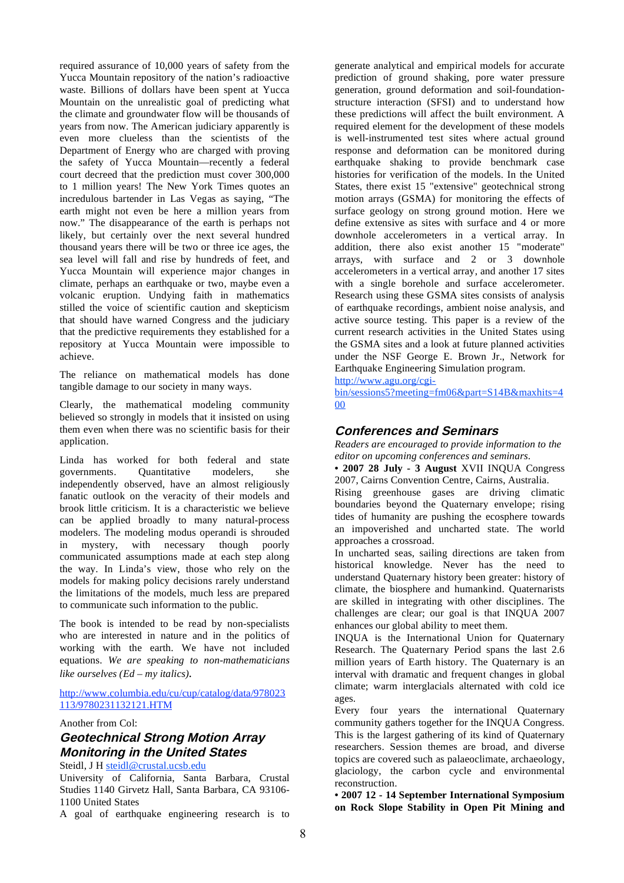required assurance of 10,000 years of safety from the Yucca Mountain repository of the nation's radioactive waste. Billions of dollars have been spent at Yucca Mountain on the unrealistic goal of predicting what the climate and groundwater flow will be thousands of years from now. The American judiciary apparently is even more clueless than the scientists of the Department of Energy who are charged with proving the safety of Yucca Mountain—recently a federal court decreed that the prediction must cover 300,000 to 1 million years! The New York Times quotes an incredulous bartender in Las Vegas as saying, "The earth might not even be here a million years from now." The disappearance of the earth is perhaps not likely, but certainly over the next several hundred thousand years there will be two or three ice ages, the sea level will fall and rise by hundreds of feet, and Yucca Mountain will experience major changes in climate, perhaps an earthquake or two, maybe even a volcanic eruption. Undying faith in mathematics stilled the voice of scientific caution and skepticism that should have warned Congress and the judiciary that the predictive requirements they established for a repository at Yucca Mountain were impossible to achieve.

The reliance on mathematical models has done tangible damage to our society in many ways.

Clearly, the mathematical modeling community believed so strongly in models that it insisted on using them even when there was no scientific basis for their application.

Linda has worked for both federal and state governments. Quantitative modelers, she independently observed, have an almost religiously fanatic outlook on the veracity of their models and brook little criticism. It is a characteristic we believe can be applied broadly to many natural-process modelers. The modeling modus operandi is shrouded in mystery, with necessary though poorly communicated assumptions made at each step along the way. In Linda's view, those who rely on the models for making policy decisions rarely understand the limitations of the models, much less are prepared to communicate such information to the public.

The book is intended to be read by non-specialists who are interested in nature and in the politics of working with the earth. We have not included equations. *We are speaking to non-mathematicians like ourselves (Ed – my italics)*.

http://www.columbia.edu/cu/cup/catalog/data/978023113/9780231132121.HTM

Another from Col:

## Geotechnical Strong Motion Array Monitoring in the United States

Steidl, J H steidl@crustal.ucsb.edu

University of California, Santa Barbara, Crustal Studies 1140 Girvetz Hall, Santa Barbara, CA 93106-1100 United States

A goal of earthquake engineering research is to generate analytical and empirical models for accurate prediction of ground shaking, pore water pressure generation, ground deformation and soil-foundation-structure interaction (SFSI) and to understand how these predictions will affect the built environment. A required element for the development of these models is well-instrumented test sites where actual ground response and deformation can be monitored during earthquake shaking to provide benchmark case histories for verification of the models. In the United States, there exist 15 "extensive" geotechnical strong motion arrays (GSMA) for monitoring the effects of surface geology on strong ground motion. Here we define extensive as sites with surface and 4 or more downhole accelerometers in a vertical array. In addition, there also exist another 15 "moderate" arrays, with surface and 2 or 3 downhole accelerometers in a vertical array, and another 17 sites with a single borehole and surface accelerometer. Research using these GSMA sites consists of analysis of earthquake recordings, ambient noise analysis, and active source testing. This paper is a review of the current research activities in the United States using the GSMA sites and a look at future planned activities under the NSF George E. Brown Jr., Network for Earthquake Engineering Simulation program.

http://www.agu.org/cgi-bin/sessions5?meeting=fm06&part=S14B&maxhits=400

## Conferences and Seminars

*Readers are encouraged to provide information to the editor on upcoming conferences and seminars.*

• **2007 28 July - 3 August** XVII INQUA Congress 2007, Cairns Convention Centre, Cairns, Australia.

Rising greenhouse gases are driving climatic boundaries beyond the Quaternary envelope; rising tides of humanity are pushing the ecosphere towards an impoverished and uncharted state. The world approaches a crossroad.

In uncharted seas, sailing directions are taken from historical knowledge. Never has the need to understand Quaternary history been greater: history of climate, the biosphere and humankind. Quaternarists are skilled in integrating with other disciplines. The challenges are clear; our goal is that INQUA 2007 enhances our global ability to meet them.

INQUA is the International Union for Quaternary Research. The Quaternary Period spans the last 2.6 million years of Earth history. The Quaternary is an interval with dramatic and frequent changes in global climate; warm interglacials alternated with cold ice ages.

Every four years the international Quaternary community gathers together for the INQUA Congress. This is the largest gathering of its kind of Quaternary researchers. Session themes are broad, and diverse topics are covered such as palaeoclimate, archaeology, glaciology, the carbon cycle and environmental reconstruction.

• **2007 12 - 14 September International Symposium on Rock Slope Stability in Open Pit Mining and**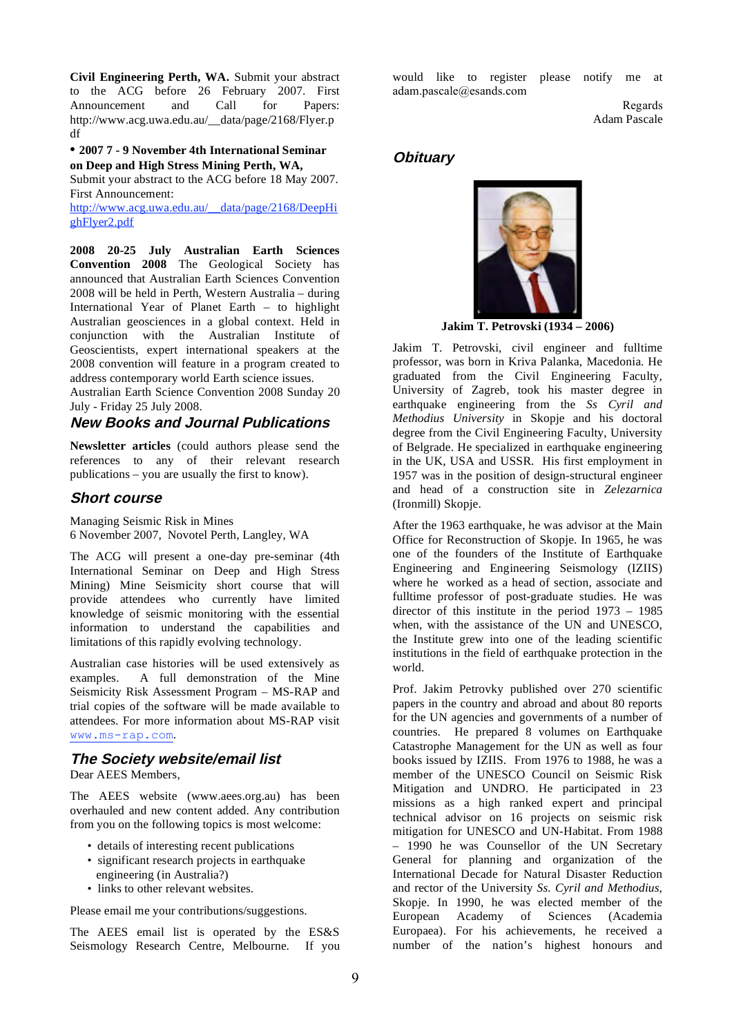**Civil Engineering Perth, WA.** Submit your abstract to the ACG before 26 February 2007. First Announcement and Call for Papers: http://www.acg.uwa.edu.au/__data/page/2168/Flyer.pdf

- **2007 7 - 9 November 4th International Seminar on Deep and High Stress Mining Perth, WA,** Submit your abstract to the ACG before 18 May 2007. First Announcement: http://www.acg.uwa.edu.au/__data/page/2168/DeepHighFlyer2.pdf

**2008 20-25 July Australian Earth Sciences Convention 2008** The Geological Society has announced that Australian Earth Sciences Convention 2008 will be held in Perth, Western Australia – during International Year of Planet Earth – to highlight Australian geosciences in a global context. Held in conjunction with the Australian Institute of Geoscientists, expert international speakers at the 2008 convention will feature in a program created to address contemporary world Earth science issues. Australian Earth Science Convention 2008 Sunday 20 July - Friday 25 July 2008.

## New Books and Journal Publications

**Newsletter articles** (could authors please send the references to any of their relevant research publications – you are usually the first to know).

## Short course

Managing Seismic Risk in Mines
6 November 2007, Novotel Perth, Langley, WA

The ACG will present a one-day pre-seminar (4th International Seminar on Deep and High Stress Mining) Mine Seismicity short course that will provide attendees who currently have limited knowledge of seismic monitoring with the essential information to understand the capabilities and limitations of this rapidly evolving technology.

Australian case histories will be used extensively as examples. A full demonstration of the Mine Seismicity Risk Assessment Program – MS-RAP and trial copies of the software will be made available to attendees. For more information about MS-RAP visit www.ms-rap.com.

## The Society website/email list

Dear AEES Members,

The AEES website (www.aees.org.au) has been overhauled and new content added. Any contribution from you on the following topics is most welcome:

- details of interesting recent publications
- significant research projects in earthquake engineering (in Australia?)
- links to other relevant websites.

Please email me your contributions/suggestions.

The AEES email list is operated by the ES&S Seismology Research Centre, Melbourne. If you would like to register please notify me at adam.pascale@esands.com

Regards
Adam Pascale

## Obituary

**Jakim T. Petrovski (1934 – 2006)**

Jakim T. Petrovski, civil engineer and fulltime professor, was born in Kriva Palanka, Macedonia. He graduated from the Civil Engineering Faculty, University of Zagreb, took his master degree in earthquake engineering from the *Ss Cyril and Methodius University* in Skopje and his doctoral degree from the Civil Engineering Faculty, University of Belgrade. He specialized in earthquake engineering in the UK, USA and USSR. His first employment in 1957 was in the position of design-structural engineer and head of a construction site in *Zelezarnica* (Ironmill) Skopje.

After the 1963 earthquake, he was advisor at the Main Office for Reconstruction of Skopje. In 1965, he was one of the founders of the Institute of Earthquake Engineering and Engineering Seismology (IZIIS) where he worked as a head of section, associate and fulltime professor of post-graduate studies. He was director of this institute in the period 1973 – 1985 when, with the assistance of the UN and UNESCO, the Institute grew into one of the leading scientific institutions in the field of earthquake protection in the world.

Prof. Jakim Petrovky published over 270 scientific papers in the country and abroad and about 80 reports for the UN agencies and governments of a number of countries. He prepared 8 volumes on Earthquake Catastrophe Management for the UN as well as four books issued by IZIIS. From 1976 to 1988, he was a member of the UNESCO Council on Seismic Risk Mitigation and UNDRO. He participated in 23 missions as a high ranked expert and principal technical advisor on 16 projects on seismic risk mitigation for UNESCO and UN-Habitat. From 1988 – 1990 he was Counsellor of the UN Secretary General for planning and organization of the International Decade for Natural Disaster Reduction and rector of the University *Ss. Cyril and Methodius*, Skopje. In 1990, he was elected member of the European Academy of Sciences (Academia Europaea). For his achievements, he received a number of the nation's highest honours and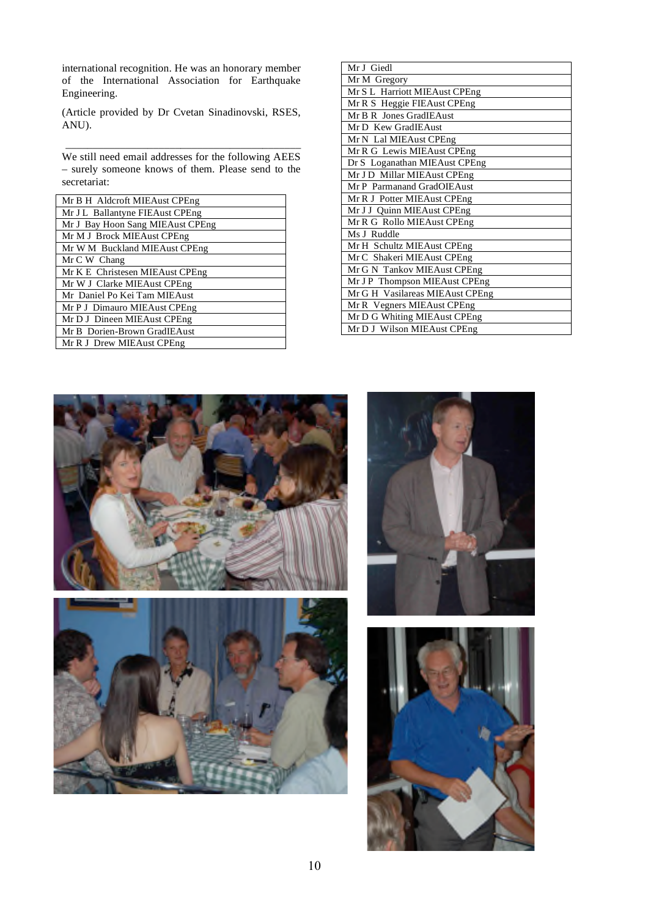international recognition. He was an honorary member of the International Association for Earthquake Engineering.

(Article provided by Dr Cvetan Sinadinovski, RSES, ANU).

---

We still need email addresses for the following AEES – surely someone knows of them. Please send to the secretariat:

| |
|---|
| Mr B H Aldcroft MIEAust CPEng |
| Mr J L Ballantyne FIEAust CPEng |
| Mr J Bay Hoon Sang MIEAust CPEng |
| Mr M J Brock MIEAust CPEng |
| Mr W M Buckland MIEAust CPEng |
| Mr C W Chang |
| Mr K E Christesen MIEAust CPEng |
| Mr W J Clarke MIEAust CPEng |
| Mr Daniel Po Kei Tam MIEAust |
| Mr P J Dimauro MIEAust CPEng |
| Mr D J Dineen MIEAust CPEng |
| Mr B Dorien-Brown GradIEAust |
| Mr R J Drew MIEAust CPEng |
| Mr J Giedl |
| Mr M Gregory |
| Mr S L Harriott MIEAust CPEng |
| Mr R S Heggie FIEAust CPEng |
| Mr B R Jones GradIEAust |
| Mr D Kew GradIEAust |
| Mr N Lal MIEAust CPEng |
| Mr R G Lewis MIEAust CPEng |
| Dr S Loganathan MIEAust CPEng |
| Mr J D Millar MIEAust CPEng |
| Mr P Parmanand GradOIEAust |
| Mr R J Potter MIEAust CPEng |
| Mr J J Quinn MIEAust CPEng |
| Mr R G Rollo MIEAust CPEng |
| Ms J Ruddle |
| Mr H Schultz MIEAust CPEng |
| Mr C Shakeri MIEAust CPEng |
| Mr G N Tankov MIEAust CPEng |
| Mr J P Thompson MIEAust CPEng |
| Mr G H Vasilareas MIEAust CPEng |
| Mr R Vegners MIEAust CPEng |
| Mr D G Whiting MIEAust CPEng |
| Mr D J Wilson MIEAust CPEng |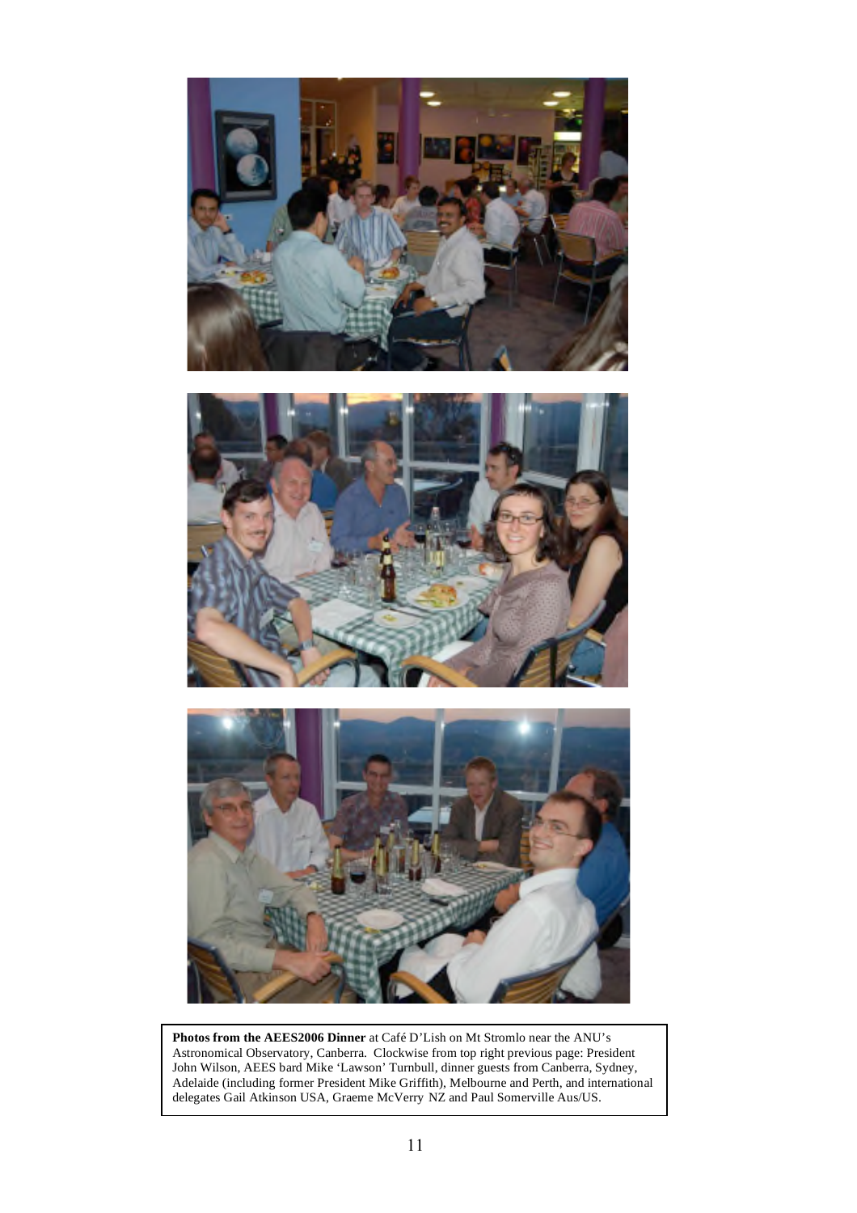**Photos from the AEES2006 Dinner** at Café D'Lish on Mt Stromlo near the ANU's Astronomical Observatory, Canberra. Clockwise from top right previous page: President John Wilson, AEES bard Mike 'Lawson' Turnbull, dinner guests from Canberra, Sydney, Adelaide (including former President Mike Griffith), Melbourne and Perth, and international delegates Gail Atkinson USA, Graeme McVerry NZ and Paul Somerville Aus/US.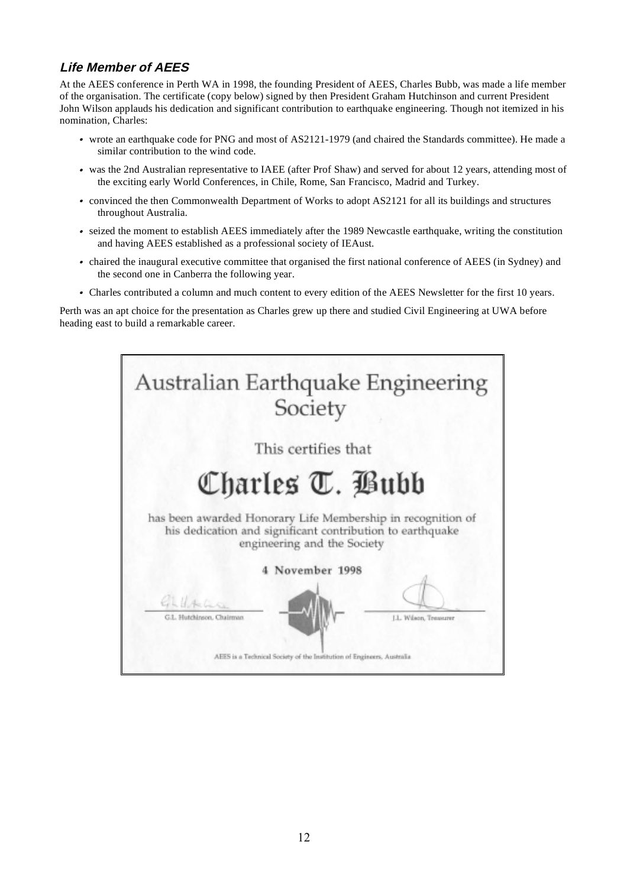### *Life Member of AEES*

At the AEES conference in Perth WA in 1998, the founding President of AEES, Charles Bubb, was made a life member of the organisation. The certificate (copy below) signed by then President Graham Hutchinson and current President John Wilson applauds his dedication and significant contribution to earthquake engineering. Though not itemized in his nomination, Charles:

- wrote an earthquake code for PNG and most of AS2121-1979 (and chaired the Standards committee). He made a similar contribution to the wind code.
- was the 2nd Australian representative to IAEE (after Prof Shaw) and served for about 12 years, attending most of the exciting early World Conferences, in Chile, Rome, San Francisco, Madrid and Turkey.
- convinced the then Commonwealth Department of Works to adopt AS2121 for all its buildings and structures throughout Australia.
- seized the moment to establish AEES immediately after the 1989 Newcastle earthquake, writing the constitution and having AEES established as a professional society of IEAust.
- chaired the inaugural executive committee that organised the first national conference of AEES (in Sydney) and the second one in Canberra the following year.
- Charles contributed a column and much content to every edition of the AEES Newsletter for the first 10 years.

Perth was an apt choice for the presentation as Charles grew up there and studied Civil Engineering at UWA before heading east to build a remarkable career.

Australian Earthquake Engineering Society

This certifies that

Charles T. Bubb

has been awarded Honorary Life Membership in recognition of his dedication and significant contribution to earthquake engineering and the Society

4 November 1998

G.L. Hutchinson, Chairman

J.L. Wilson, Treasurer

AEES is a Technical Society of the Institution of Engineers, Australia